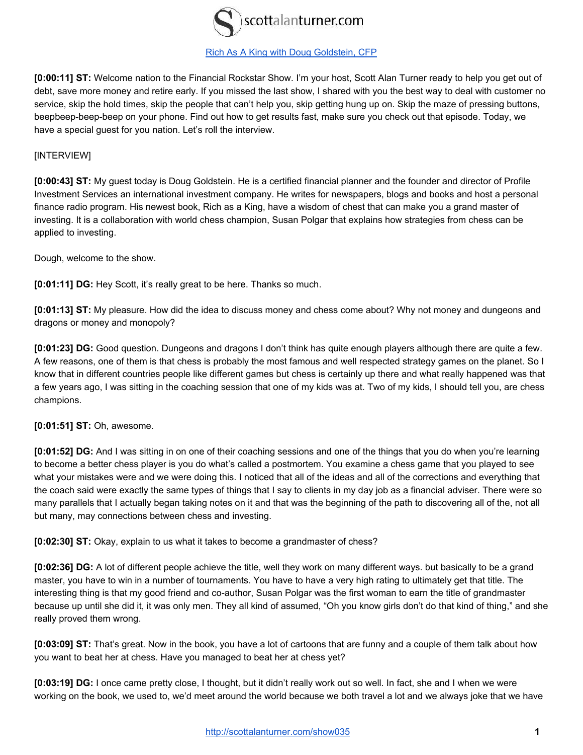[Rich As A King with Doug Goldstein, CFP](http://scottalanturner.com/show035)

**[0:00:11] ST:** Welcome nation to the Financial Rockstar Show. I'm your host, Scott Alan Turner ready to help you get out of debt, save more money and retire early. If you missed the last show, I shared with you the best way to deal with customer no service, skip the hold times, skip the people that can't help you, skip getting hung up on. Skip the maze of pressing buttons, beepbeep-beep-beep on your phone. Find out how to get results fast, make sure you check out that episode. Today, we have a special guest for you nation. Let's roll the interview.

[INTERVIEW]

**[0:00:43] ST:** My guest today is Doug Goldstein. He is a certified financial planner and the founder and director of Profile Investment Services an international investment company. He writes for newspapers, blogs and books and host a personal finance radio program. His newest book, Rich as a King, have a wisdom of chest that can make you a grand master of investing. It is a collaboration with world chess champion, Susan Polgar that explains how strategies from chess can be applied to investing.

Dough, welcome to the show.

**[0:01:11] DG:** Hey Scott, it's really great to be here. Thanks so much.

**[0:01:13] ST:** My pleasure. How did the idea to discuss money and chess come about? Why not money and dungeons and dragons or money and monopoly?

**[0:01:23] DG:** Good question. Dungeons and dragons I don't think has quite enough players although there are quite a few. A few reasons, one of them is that chess is probably the most famous and well respected strategy games on the planet. So I know that in different countries people like different games but chess is certainly up there and what really happened was that a few years ago, I was sitting in the coaching session that one of my kids was at. Two of my kids, I should tell you, are chess champions.

**[0:01:51] ST:** Oh, awesome.

**[0:01:52] DG:** And I was sitting in on one of their coaching sessions and one of the things that you do when you're learning to become a better chess player is you do what's called a postmortem. You examine a chess game that you played to see what your mistakes were and we were doing this. I noticed that all of the ideas and all of the corrections and everything that the coach said were exactly the same types of things that I say to clients in my day job as a financial adviser. There were so many parallels that I actually began taking notes on it and that was the beginning of the path to discovering all of the, not all but many, may connections between chess and investing.

**[0:02:30] ST:** Okay, explain to us what it takes to become a grandmaster of chess?

**[0:02:36] DG:** A lot of different people achieve the title, well they work on many different ways. but basically to be a grand master, you have to win in a number of tournaments. You have to have a very high rating to ultimately get that title. The interesting thing is that my good friend and co-author, Susan Polgar was the first woman to earn the title of grandmaster because up until she did it, it was only men. They all kind of assumed, "Oh you know girls don't do that kind of thing," and she really proved them wrong.

**[0:03:09] ST:** That's great. Now in the book, you have a lot of cartoons that are funny and a couple of them talk about how you want to beat her at chess. Have you managed to beat her at chess yet?

**[0:03:19] DG:** I once came pretty close, I thought, but it didn't really work out so well. In fact, she and I when we were working on the book, we used to, we'd meet around the world because we both travel a lot and we always joke that we have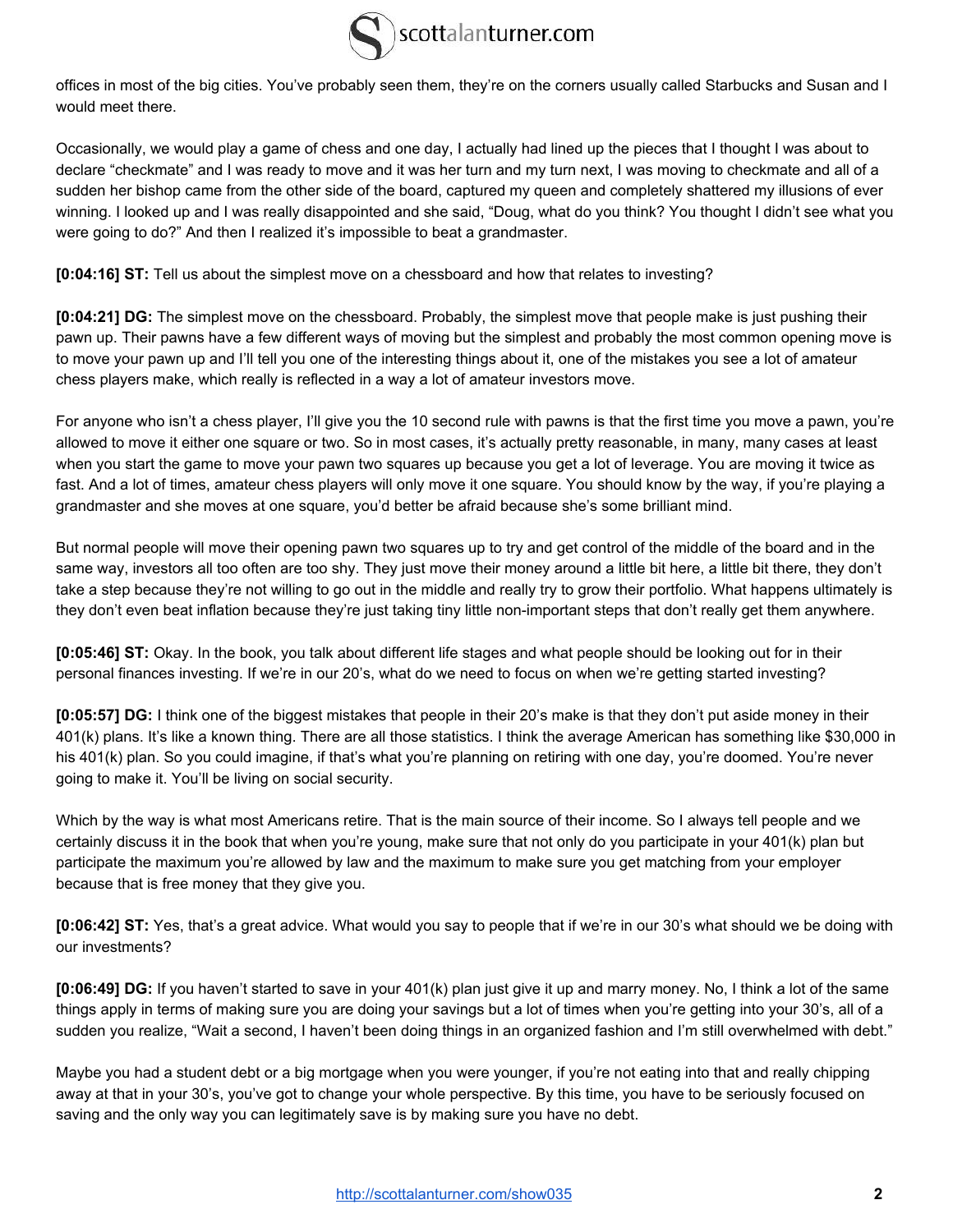offices in most of the big cities. You've probably seen them, they're on the corners usually called Starbucks and Susan and I would meet there.

Occasionally, we would play a game of chess and one day, I actually had lined up the pieces that I thought I was about to declare "checkmate" and I was ready to move and it was her turn and my turn next, I was moving to checkmate and all of a sudden her bishop came from the other side of the board, captured my queen and completely shattered my illusions of ever winning. I looked up and I was really disappointed and she said, "Doug, what do you think? You thought I didn't see what you were going to do?" And then I realized it's impossible to beat a grandmaster.

**[0:04:16] ST:** Tell us about the simplest move on a chessboard and how that relates to investing?

**[0:04:21] DG:** The simplest move on the chessboard. Probably, the simplest move that people make is just pushing their pawn up. Their pawns have a few different ways of moving but the simplest and probably the most common opening move is to move your pawn up and I'll tell you one of the interesting things about it, one of the mistakes you see a lot of amateur chess players make, which really is reflected in a way a lot of amateur investors move.

For anyone who isn't a chess player, I'll give you the 10 second rule with pawns is that the first time you move a pawn, you're allowed to move it either one square or two. So in most cases, it's actually pretty reasonable, in many, many cases at least when you start the game to move your pawn two squares up because you get a lot of leverage. You are moving it twice as fast. And a lot of times, amateur chess players will only move it one square. You should know by the way, if you're playing a grandmaster and she moves at one square, you'd better be afraid because she's some brilliant mind.

But normal people will move their opening pawn two squares up to try and get control of the middle of the board and in the same way, investors all too often are too shy. They just move their money around a little bit here, a little bit there, they don't take a step because they're not willing to go out in the middle and really try to grow their portfolio. What happens ultimately is they don't even beat inflation because they're just taking tiny little non-important steps that don't really get them anywhere.

**[0:05:46] ST:** Okay. In the book, you talk about different life stages and what people should be looking out for in their personal finances investing. If we're in our 20's, what do we need to focus on when we're getting started investing?

**[0:05:57] DG:** I think one of the biggest mistakes that people in their 20's make is that they don't put aside money in their 401(k) plans. It's like a known thing. There are all those statistics. I think the average American has something like $30,000 in his 401(k) plan. So you could imagine, if that's what you're planning on retiring with one day, you're doomed. You're never going to make it. You'll be living on social security.

Which by the way is what most Americans retire. That is the main source of their income. So I always tell people and we certainly discuss it in the book that when you're young, make sure that not only do you participate in your 401(k) plan but participate the maximum you're allowed by law and the maximum to make sure you get matching from your employer because that is free money that they give you.

**[0:06:42] ST:** Yes, that's a great advice. What would you say to people that if we're in our 30's what should we be doing with our investments?

**[0:06:49] DG:** If you haven't started to save in your 401(k) plan just give it up and marry money. No, I think a lot of the same things apply in terms of making sure you are doing your savings but a lot of times when you're getting into your 30's, all of a sudden you realize, "Wait a second, I haven't been doing things in an organized fashion and I'm still overwhelmed with debt."

Maybe you had a student debt or a big mortgage when you were younger, if you're not eating into that and really chipping away at that in your 30's, you've got to change your whole perspective. By this time, you have to be seriously focused on saving and the only way you can legitimately save is by making sure you have no debt.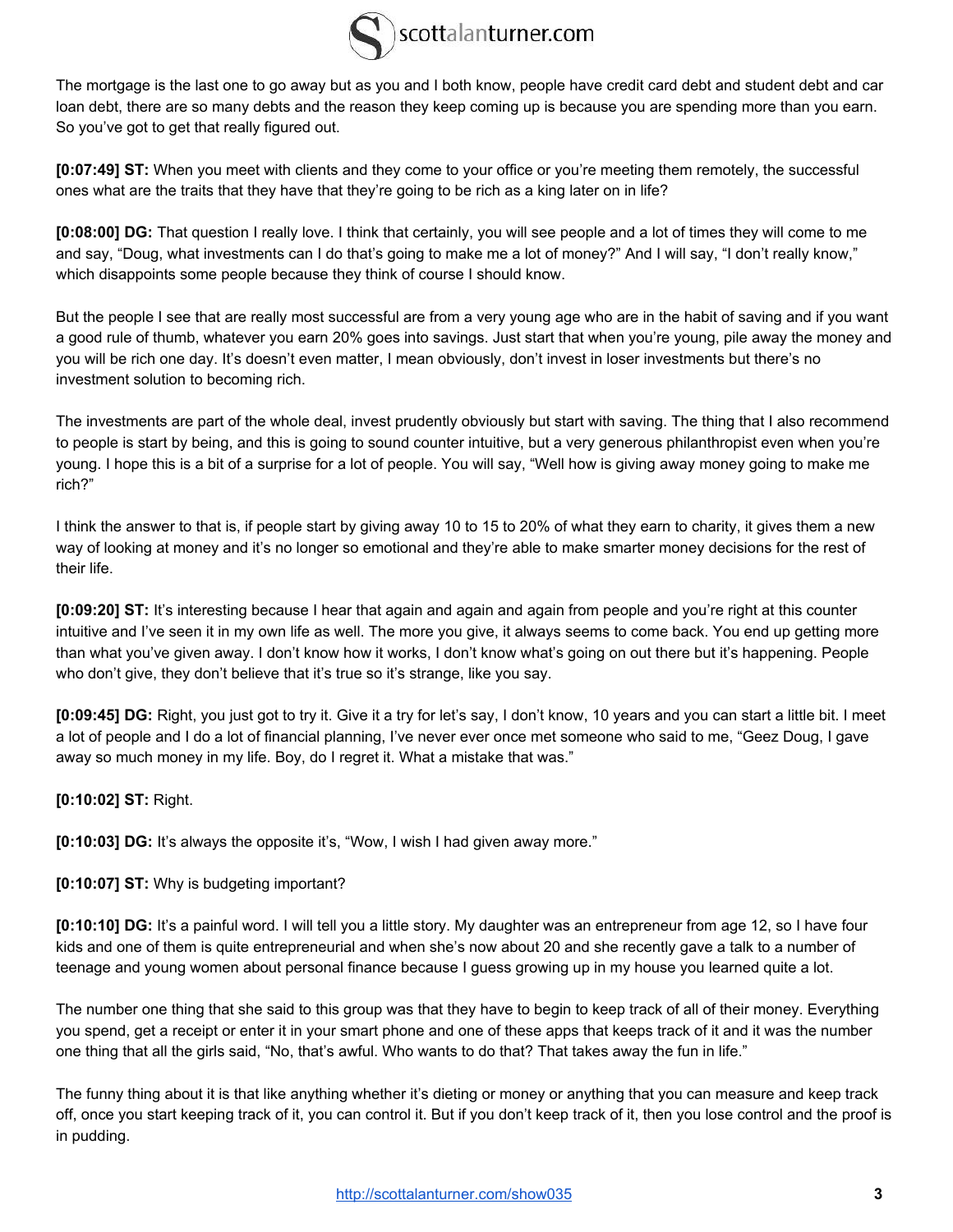The mortgage is the last one to go away but as you and I both know, people have credit card debt and student debt and car loan debt, there are so many debts and the reason they keep coming up is because you are spending more than you earn. So you've got to get that really figured out.

**[0:07:49] ST:** When you meet with clients and they come to your office or you're meeting them remotely, the successful ones what are the traits that they have that they're going to be rich as a king later on in life?

**[0:08:00] DG:** That question I really love. I think that certainly, you will see people and a lot of times they will come to me and say, "Doug, what investments can I do that's going to make me a lot of money?" And I will say, "I don't really know," which disappoints some people because they think of course I should know.

But the people I see that are really most successful are from a very young age who are in the habit of saving and if you want a good rule of thumb, whatever you earn 20% goes into savings. Just start that when you're young, pile away the money and you will be rich one day. It's doesn't even matter, I mean obviously, don't invest in loser investments but there's no investment solution to becoming rich.

The investments are part of the whole deal, invest prudently obviously but start with saving. The thing that I also recommend to people is start by being, and this is going to sound counter intuitive, but a very generous philanthropist even when you're young. I hope this is a bit of a surprise for a lot of people. You will say, "Well how is giving away money going to make me rich?"

I think the answer to that is, if people start by giving away 10 to 15 to 20% of what they earn to charity, it gives them a new way of looking at money and it's no longer so emotional and they're able to make smarter money decisions for the rest of their life.

**[0:09:20] ST:** It's interesting because I hear that again and again and again from people and you're right at this counter intuitive and I've seen it in my own life as well. The more you give, it always seems to come back. You end up getting more than what you've given away. I don't know how it works, I don't know what's going on out there but it's happening. People who don't give, they don't believe that it's true so it's strange, like you say.

**[0:09:45] DG:** Right, you just got to try it. Give it a try for let's say, I don't know, 10 years and you can start a little bit. I meet a lot of people and I do a lot of financial planning, I've never ever once met someone who said to me, "Geez Doug, I gave away so much money in my life. Boy, do I regret it. What a mistake that was."

**[0:10:02] ST:** Right.

**[0:10:03] DG:** It's always the opposite it's, "Wow, I wish I had given away more."

**[0:10:07] ST:** Why is budgeting important?

**[0:10:10] DG:** It's a painful word. I will tell you a little story. My daughter was an entrepreneur from age 12, so I have four kids and one of them is quite entrepreneurial and when she's now about 20 and she recently gave a talk to a number of teenage and young women about personal finance because I guess growing up in my house you learned quite a lot.

The number one thing that she said to this group was that they have to begin to keep track of all of their money. Everything you spend, get a receipt or enter it in your smart phone and one of these apps that keeps track of it and it was the number one thing that all the girls said, "No, that's awful. Who wants to do that? That takes away the fun in life."

The funny thing about it is that like anything whether it's dieting or money or anything that you can measure and keep track off, once you start keeping track of it, you can control it. But if you don't keep track of it, then you lose control and the proof is in pudding.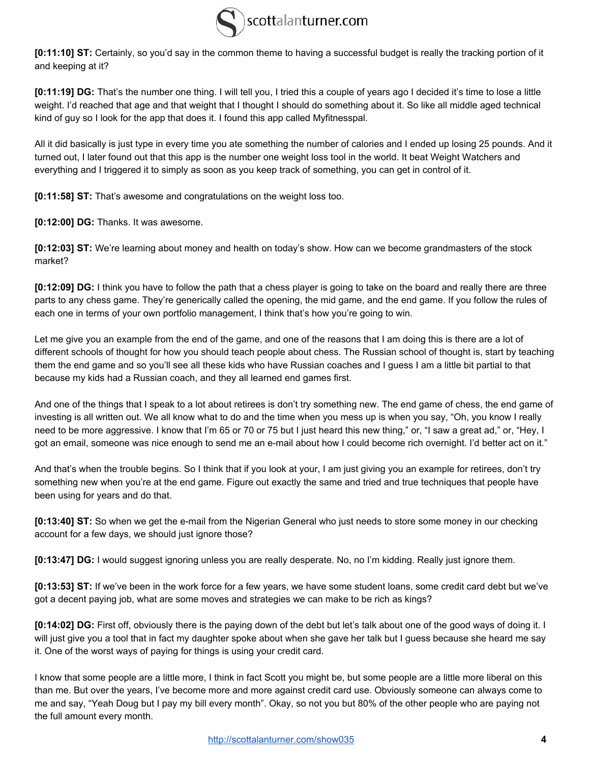**[0:11:10] ST:** Certainly, so you'd say in the common theme to having a successful budget is really the tracking portion of it and keeping at it?

**[0:11:19] DG:** That's the number one thing. I will tell you, I tried this a couple of years ago I decided it's time to lose a little weight. I'd reached that age and that weight that I thought I should do something about it. So like all middle aged technical kind of guy so I look for the app that does it. I found this app called Myfitnesspal.

All it did basically is just type in every time you ate something the number of calories and I ended up losing 25 pounds. And it turned out, I later found out that this app is the number one weight loss tool in the world. It beat Weight Watchers and everything and I triggered it to simply as soon as you keep track of something, you can get in control of it.

**[0:11:58] ST:** That's awesome and congratulations on the weight loss too.

**[0:12:00] DG:** Thanks. It was awesome.

**[0:12:03] ST:** We're learning about money and health on today's show. How can we become grandmasters of the stock market?

**[0:12:09] DG:** I think you have to follow the path that a chess player is going to take on the board and really there are three parts to any chess game. They're generically called the opening, the mid game, and the end game. If you follow the rules of each one in terms of your own portfolio management, I think that's how you're going to win.

Let me give you an example from the end of the game, and one of the reasons that I am doing this is there are a lot of different schools of thought for how you should teach people about chess. The Russian school of thought is, start by teaching them the end game and so you'll see all these kids who have Russian coaches and I guess I am a little bit partial to that because my kids had a Russian coach, and they all learned end games first.

And one of the things that I speak to a lot about retirees is don't try something new. The end game of chess, the end game of investing is all written out. We all know what to do and the time when you mess up is when you say, "Oh, you know I really need to be more aggressive. I know that I'm 65 or 70 or 75 but I just heard this new thing," or, "I saw a great ad," or, "Hey, I got an email, someone was nice enough to send me an e-mail about how I could become rich overnight. I'd better act on it."

And that's when the trouble begins. So I think that if you look at your, I am just giving you an example for retirees, don't try something new when you're at the end game. Figure out exactly the same and tried and true techniques that people have been using for years and do that.

**[0:13:40] ST:** So when we get the e-mail from the Nigerian General who just needs to store some money in our checking account for a few days, we should just ignore those?

**[0:13:47] DG:** I would suggest ignoring unless you are really desperate. No, no I'm kidding. Really just ignore them.

**[0:13:53] ST:** If we've been in the work force for a few years, we have some student loans, some credit card debt but we've got a decent paying job, what are some moves and strategies we can make to be rich as kings?

**[0:14:02] DG:** First off, obviously there is the paying down of the debt but let's talk about one of the good ways of doing it. I will just give you a tool that in fact my daughter spoke about when she gave her talk but I guess because she heard me say it. One of the worst ways of paying for things is using your credit card.

I know that some people are a little more, I think in fact Scott you might be, but some people are a little more liberal on this than me. But over the years, I've become more and more against credit card use. Obviously someone can always come to me and say, "Yeah Doug but I pay my bill every month". Okay, so not you but 80% of the other people who are paying not the full amount every month.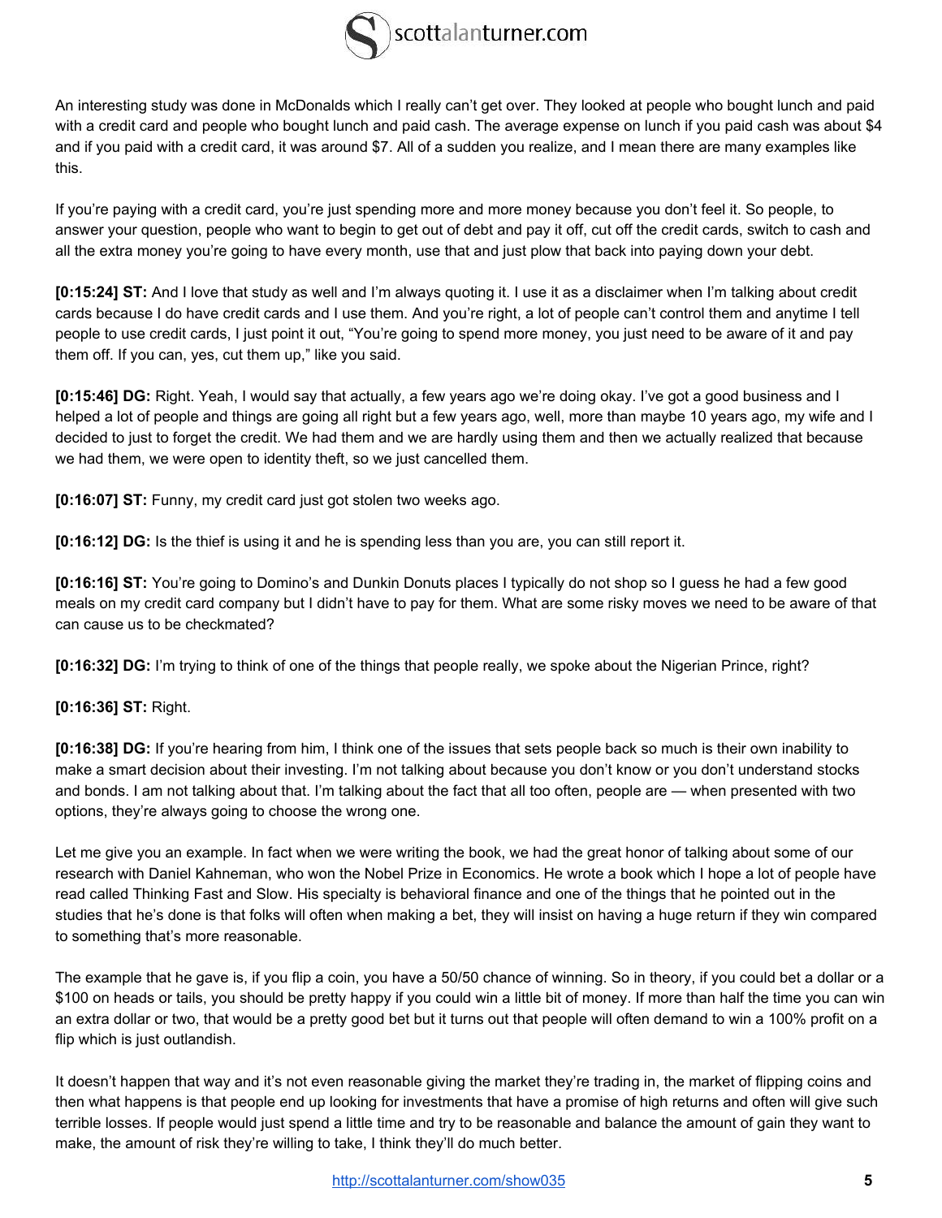An interesting study was done in McDonalds which I really can't get over. They looked at people who bought lunch and paid with a credit card and people who bought lunch and paid cash. The average expense on lunch if you paid cash was about $4 and if you paid with a credit card, it was around $7. All of a sudden you realize, and I mean there are many examples like this.

If you're paying with a credit card, you're just spending more and more money because you don't feel it. So people, to answer your question, people who want to begin to get out of debt and pay it off, cut off the credit cards, switch to cash and all the extra money you're going to have every month, use that and just plow that back into paying down your debt.

**[0:15:24] ST:** And I love that study as well and I'm always quoting it. I use it as a disclaimer when I'm talking about credit cards because I do have credit cards and I use them. And you're right, a lot of people can't control them and anytime I tell people to use credit cards, I just point it out, "You're going to spend more money, you just need to be aware of it and pay them off. If you can, yes, cut them up," like you said.

**[0:15:46] DG:** Right. Yeah, I would say that actually, a few years ago we're doing okay. I've got a good business and I helped a lot of people and things are going all right but a few years ago, well, more than maybe 10 years ago, my wife and I decided to just to forget the credit. We had them and we are hardly using them and then we actually realized that because we had them, we were open to identity theft, so we just cancelled them.

**[0:16:07] ST:** Funny, my credit card just got stolen two weeks ago.

**[0:16:12] DG:** Is the thief is using it and he is spending less than you are, you can still report it.

**[0:16:16] ST:** You're going to Domino's and Dunkin Donuts places I typically do not shop so I guess he had a few good meals on my credit card company but I didn't have to pay for them. What are some risky moves we need to be aware of that can cause us to be checkmated?

**[0:16:32] DG:** I'm trying to think of one of the things that people really, we spoke about the Nigerian Prince, right?

**[0:16:36] ST:** Right.

**[0:16:38] DG:** If you're hearing from him, I think one of the issues that sets people back so much is their own inability to make a smart decision about their investing. I'm not talking about because you don't know or you don't understand stocks and bonds. I am not talking about that. I'm talking about the fact that all too often, people are — when presented with two options, they're always going to choose the wrong one.

Let me give you an example. In fact when we were writing the book, we had the great honor of talking about some of our research with Daniel Kahneman, who won the Nobel Prize in Economics. He wrote a book which I hope a lot of people have read called Thinking Fast and Slow. His specialty is behavioral finance and one of the things that he pointed out in the studies that he's done is that folks will often when making a bet, they will insist on having a huge return if they win compared to something that's more reasonable.

The example that he gave is, if you flip a coin, you have a 50/50 chance of winning. So in theory, if you could bet a dollar or a $100 on heads or tails, you should be pretty happy if you could win a little bit of money. If more than half the time you can win an extra dollar or two, that would be a pretty good bet but it turns out that people will often demand to win a 100% profit on a flip which is just outlandish.

It doesn't happen that way and it's not even reasonable giving the market they're trading in, the market of flipping coins and then what happens is that people end up looking for investments that have a promise of high returns and often will give such terrible losses. If people would just spend a little time and try to be reasonable and balance the amount of gain they want to make, the amount of risk they're willing to take, I think they'll do much better.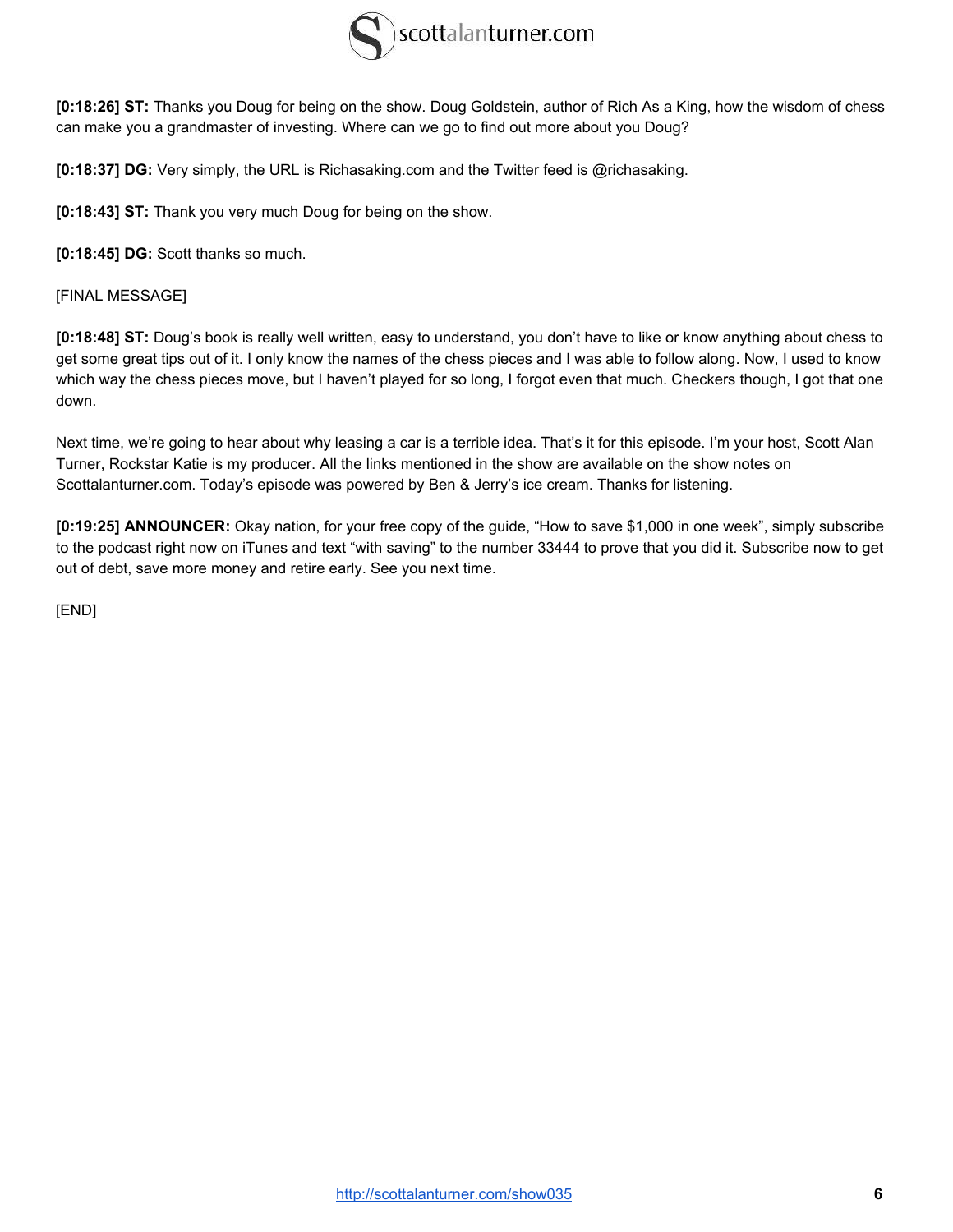**[0:18:26] ST:** Thanks you Doug for being on the show. Doug Goldstein, author of Rich As a King, how the wisdom of chess can make you a grandmaster of investing. Where can we go to find out more about you Doug?

**[0:18:37] DG:** Very simply, the URL is Richasaking.com and the Twitter feed is @richasaking.

**[0:18:43] ST:** Thank you very much Doug for being on the show.

**[0:18:45] DG:** Scott thanks so much.

[FINAL MESSAGE]

**[0:18:48] ST:** Doug's book is really well written, easy to understand, you don't have to like or know anything about chess to get some great tips out of it. I only know the names of the chess pieces and I was able to follow along. Now, I used to know which way the chess pieces move, but I haven't played for so long, I forgot even that much. Checkers though, I got that one down.

Next time, we're going to hear about why leasing a car is a terrible idea. That's it for this episode. I'm your host, Scott Alan Turner, Rockstar Katie is my producer. All the links mentioned in the show are available on the show notes on Scottalanturner.com. Today's episode was powered by Ben & Jerry's ice cream. Thanks for listening.

**[0:19:25] ANNOUNCER:** Okay nation, for your free copy of the guide, "How to save $1,000 in one week", simply subscribe to the podcast right now on iTunes and text "with saving" to the number 33444 to prove that you did it. Subscribe now to get out of debt, save more money and retire early. See you next time.

[END]